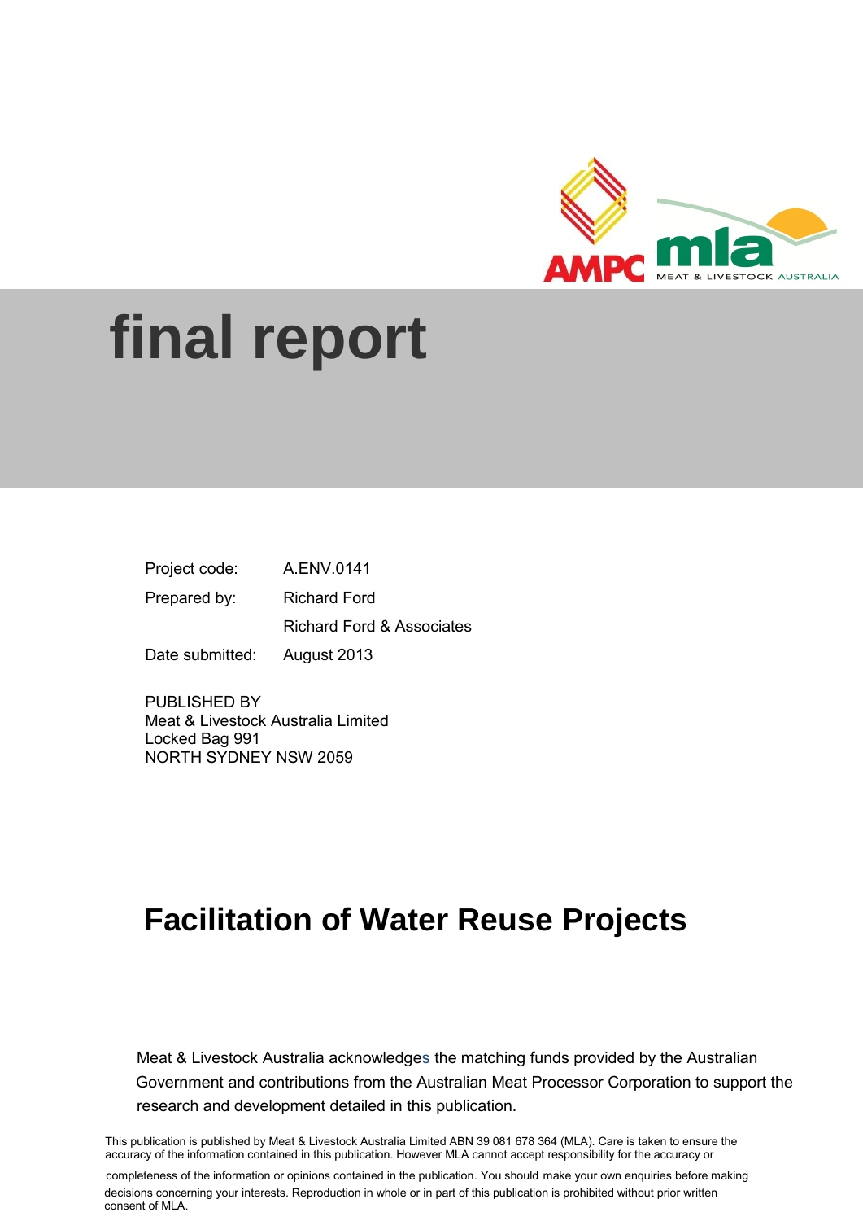# final report

| | |
|---|---|
| Project code: | A.ENV.0141 |
| Prepared by: | Richard Ford |
| | Richard Ford & Associates |
| Date submitted: | August 2013 |

PUBLISHED BY
Meat & Livestock Australia Limited
Locked Bag 991
NORTH SYDNEY NSW 2059

# Facilitation of Water Reuse Projects

Meat & Livestock Australia acknowledges the matching funds provided by the Australian Government and contributions from the Australian Meat Processor Corporation to support the research and development detailed in this publication.

This publication is published by Meat & Livestock Australia Limited ABN 39 081 678 364 (MLA). Care is taken to ensure the accuracy of the information contained in this publication. However MLA cannot accept responsibility for the accuracy or completeness of the information or opinions contained in the publication. You should make your own enquiries before making decisions concerning your interests. Reproduction in whole or in part of this publication is prohibited without prior written consent of MLA.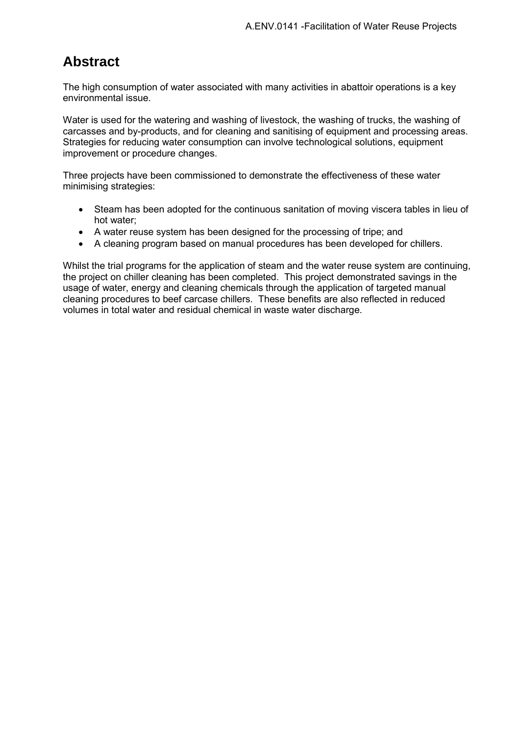# Abstract

The high consumption of water associated with many activities in abattoir operations is a key environmental issue.

Water is used for the watering and washing of livestock, the washing of trucks, the washing of carcasses and by-products, and for cleaning and sanitising of equipment and processing areas. Strategies for reducing water consumption can involve technological solutions, equipment improvement or procedure changes.

Three projects have been commissioned to demonstrate the effectiveness of these water minimising strategies:

- Steam has been adopted for the continuous sanitation of moving viscera tables in lieu of hot water;
- A water reuse system has been designed for the processing of tripe; and
- A cleaning program based on manual procedures has been developed for chillers.

Whilst the trial programs for the application of steam and the water reuse system are continuing, the project on chiller cleaning has been completed. This project demonstrated savings in the usage of water, energy and cleaning chemicals through the application of targeted manual cleaning procedures to beef carcase chillers. These benefits are also reflected in reduced volumes in total water and residual chemical in waste water discharge.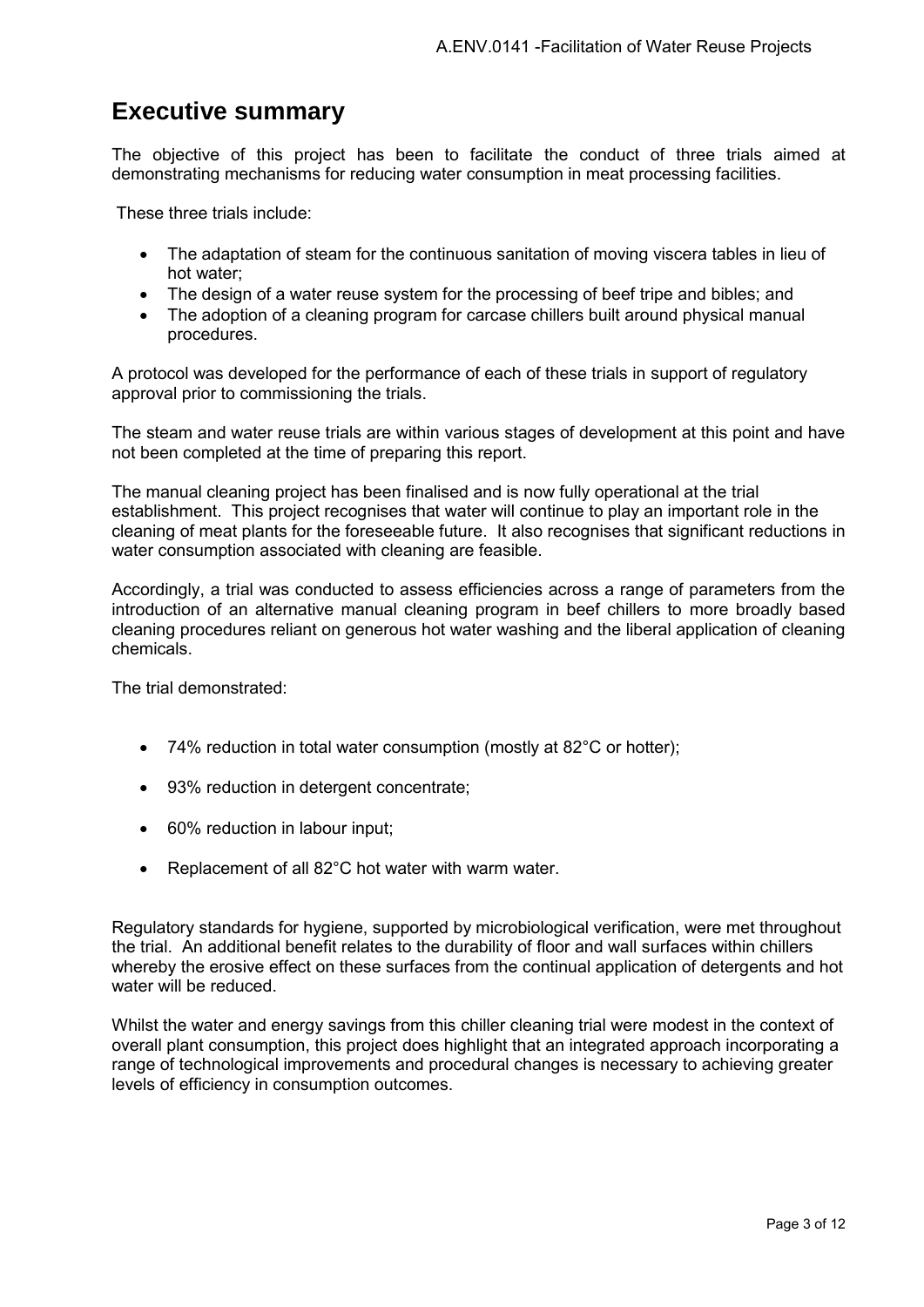# Executive summary

The objective of this project has been to facilitate the conduct of three trials aimed at demonstrating mechanisms for reducing water consumption in meat processing facilities.

These three trials include:

- The adaptation of steam for the continuous sanitation of moving viscera tables in lieu of hot water;
- The design of a water reuse system for the processing of beef tripe and bibles; and
- The adoption of a cleaning program for carcase chillers built around physical manual procedures.

A protocol was developed for the performance of each of these trials in support of regulatory approval prior to commissioning the trials.

The steam and water reuse trials are within various stages of development at this point and have not been completed at the time of preparing this report.

The manual cleaning project has been finalised and is now fully operational at the trial establishment. This project recognises that water will continue to play an important role in the cleaning of meat plants for the foreseeable future. It also recognises that significant reductions in water consumption associated with cleaning are feasible.

Accordingly, a trial was conducted to assess efficiencies across a range of parameters from the introduction of an alternative manual cleaning program in beef chillers to more broadly based cleaning procedures reliant on generous hot water washing and the liberal application of cleaning chemicals.

The trial demonstrated:

- 74% reduction in total water consumption (mostly at 82°C or hotter);
- 93% reduction in detergent concentrate;
- 60% reduction in labour input;
- Replacement of all 82°C hot water with warm water.

Regulatory standards for hygiene, supported by microbiological verification, were met throughout the trial. An additional benefit relates to the durability of floor and wall surfaces within chillers whereby the erosive effect on these surfaces from the continual application of detergents and hot water will be reduced.

Whilst the water and energy savings from this chiller cleaning trial were modest in the context of overall plant consumption, this project does highlight that an integrated approach incorporating a range of technological improvements and procedural changes is necessary to achieving greater levels of efficiency in consumption outcomes.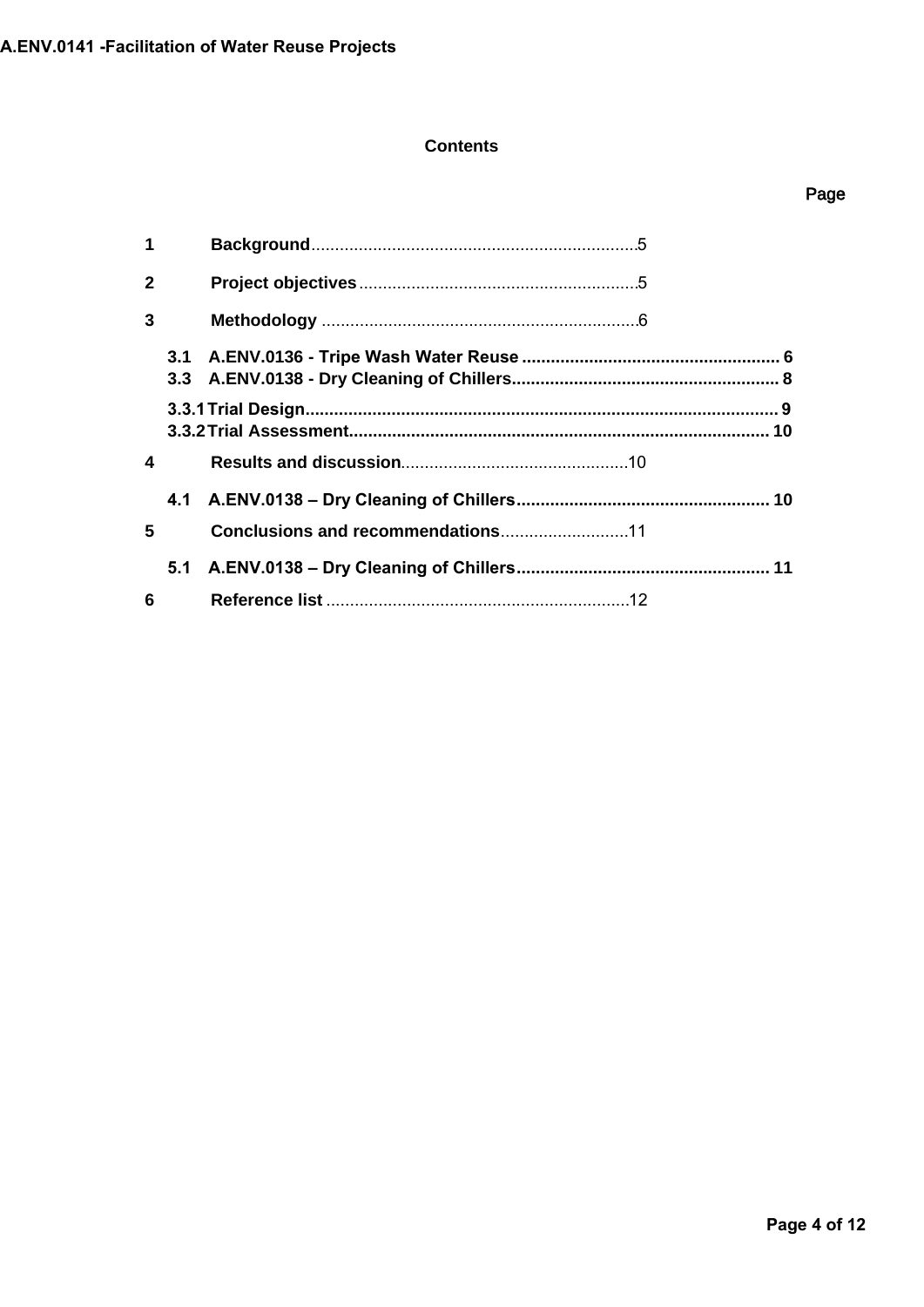## Contents

| | | Page |
|---|---|---|
| 1 | **Background** | 5 |
| 2 | **Project objectives** | 5 |
| 3 | **Methodology** | 6 |
| 3.1 | **A.ENV.0136 - Tripe Wash Water Reuse** | 6 |
| 3.3 | **A.ENV.0138 - Dry Cleaning of Chillers** | 8 |
| 3.3.1 | **Trial Design** | 9 |
| 3.3.2 | **Trial Assessment** | 10 |
| 4 | **Results and discussion** | 10 |
| 4.1 | **A.ENV.0138 – Dry Cleaning of Chillers** | 10 |
| 5 | **Conclusions and recommendations** | 11 |
| 5.1 | **A.ENV.0138 – Dry Cleaning of Chillers** | 11 |
| 6 | **Reference list** | 12 |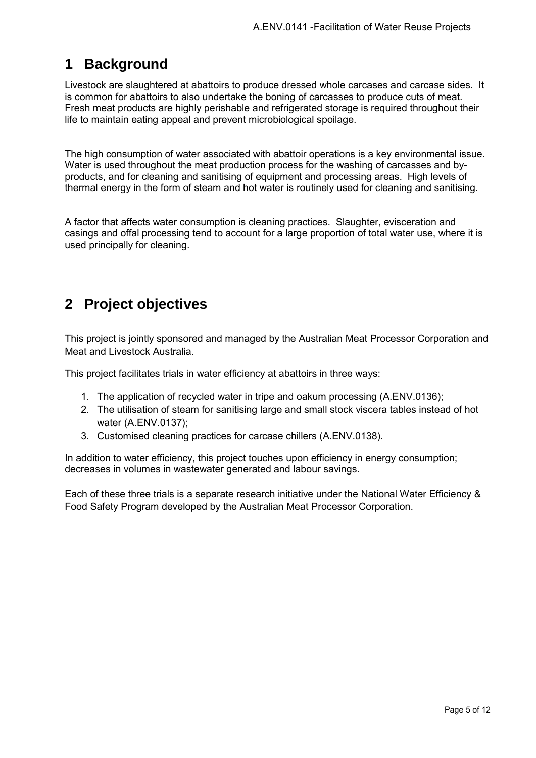# 1 Background

Livestock are slaughtered at abattoirs to produce dressed whole carcases and carcase sides. It is common for abattoirs to also undertake the boning of carcasses to produce cuts of meat. Fresh meat products are highly perishable and refrigerated storage is required throughout their life to maintain eating appeal and prevent microbiological spoilage.

The high consumption of water associated with abattoir operations is a key environmental issue. Water is used throughout the meat production process for the washing of carcasses and by-products, and for cleaning and sanitising of equipment and processing areas. High levels of thermal energy in the form of steam and hot water is routinely used for cleaning and sanitising.

A factor that affects water consumption is cleaning practices. Slaughter, evisceration and casings and offal processing tend to account for a large proportion of total water use, where it is used principally for cleaning.

# 2 Project objectives

This project is jointly sponsored and managed by the Australian Meat Processor Corporation and Meat and Livestock Australia.

This project facilitates trials in water efficiency at abattoirs in three ways:

1. The application of recycled water in tripe and oakum processing (A.ENV.0136);
2. The utilisation of steam for sanitising large and small stock viscera tables instead of hot water (A.ENV.0137);
3. Customised cleaning practices for carcase chillers (A.ENV.0138).

In addition to water efficiency, this project touches upon efficiency in energy consumption; decreases in volumes in wastewater generated and labour savings.

Each of these three trials is a separate research initiative under the National Water Efficiency & Food Safety Program developed by the Australian Meat Processor Corporation.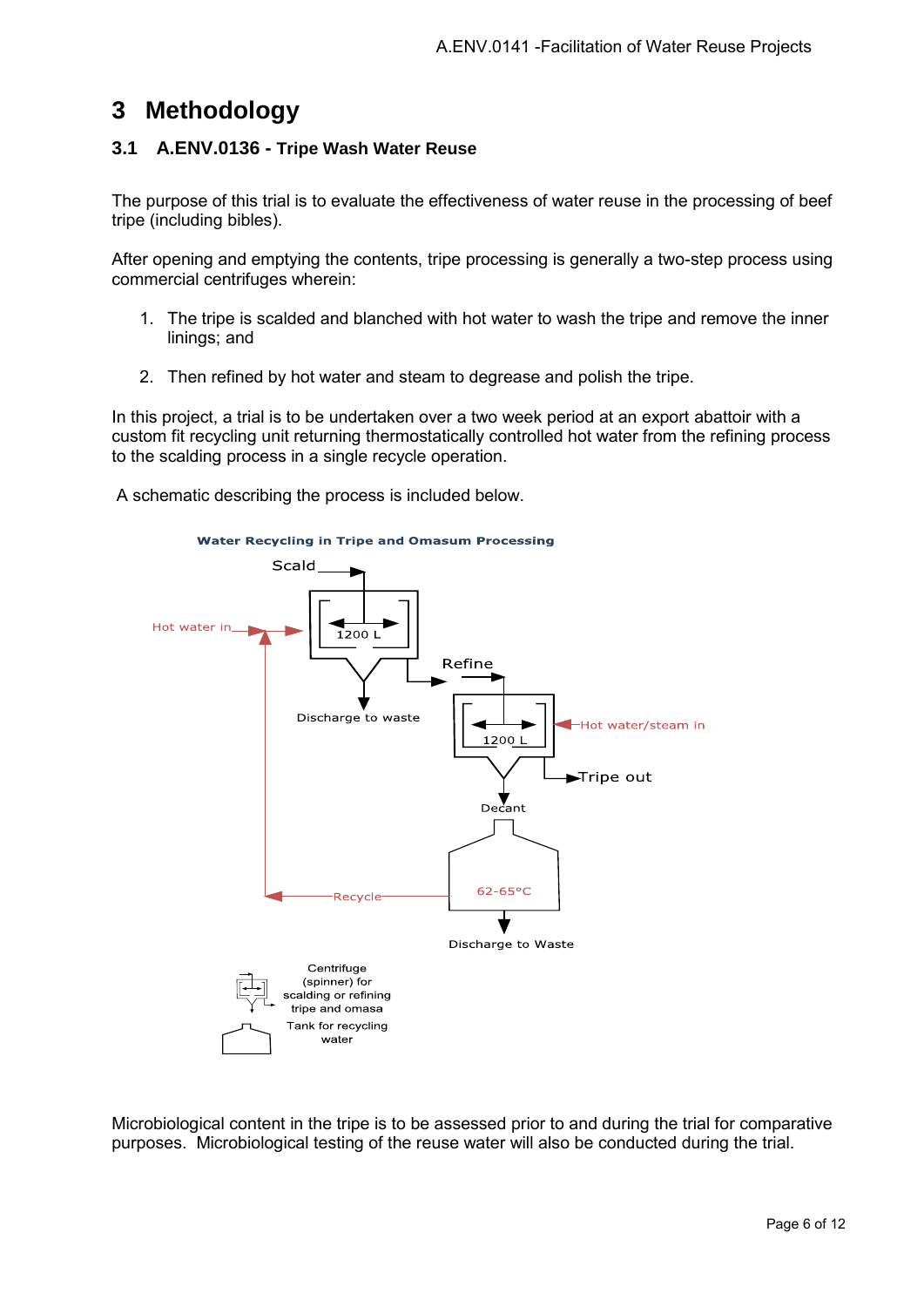# 3 Methodology

## 3.1 A.ENV.0136 - Tripe Wash Water Reuse

The purpose of this trial is to evaluate the effectiveness of water reuse in the processing of beef tripe (including bibles).

After opening and emptying the contents, tripe processing is generally a two-step process using commercial centrifuges wherein:

1. The tripe is scalded and blanched with hot water to wash the tripe and remove the inner linings; and

2. Then refined by hot water and steam to degrease and polish the tripe.

In this project, a trial is to be undertaken over a two week period at an export abattoir with a custom fit recycling unit returning thermostatically controlled hot water from the refining process to the scalding process in a single recycle operation.

A schematic describing the process is included below.

**Water Recycling in Tripe and Omasum Processing**

Microbiological content in the tripe is to be assessed prior to and during the trial for comparative purposes. Microbiological testing of the reuse water will also be conducted during the trial.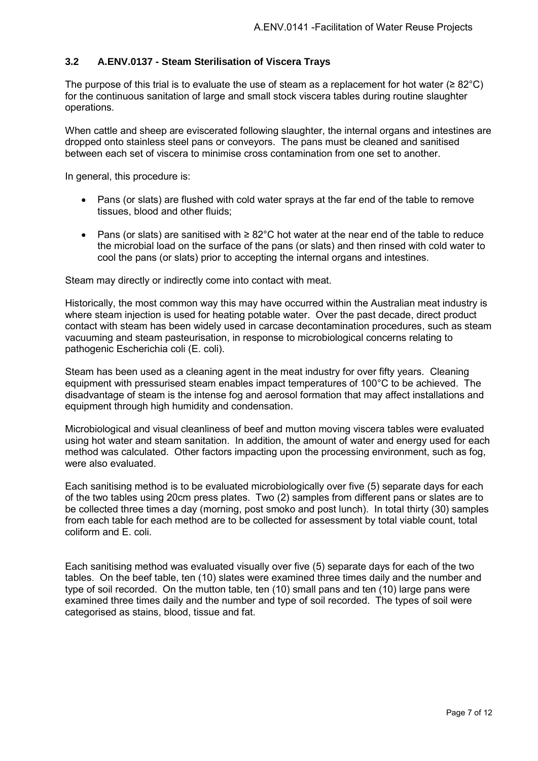### 3.2 A.ENV.0137 - Steam Sterilisation of Viscera Trays

The purpose of this trial is to evaluate the use of steam as a replacement for hot water (≥ 82°C) for the continuous sanitation of large and small stock viscera tables during routine slaughter operations.

When cattle and sheep are eviscerated following slaughter, the internal organs and intestines are dropped onto stainless steel pans or conveyors. The pans must be cleaned and sanitised between each set of viscera to minimise cross contamination from one set to another.

In general, this procedure is:

- Pans (or slats) are flushed with cold water sprays at the far end of the table to remove tissues, blood and other fluids;
- Pans (or slats) are sanitised with ≥ 82°C hot water at the near end of the table to reduce the microbial load on the surface of the pans (or slats) and then rinsed with cold water to cool the pans (or slats) prior to accepting the internal organs and intestines.

Steam may directly or indirectly come into contact with meat.

Historically, the most common way this may have occurred within the Australian meat industry is where steam injection is used for heating potable water. Over the past decade, direct product contact with steam has been widely used in carcase decontamination procedures, such as steam vacuuming and steam pasteurisation, in response to microbiological concerns relating to pathogenic Escherichia coli (E. coli).

Steam has been used as a cleaning agent in the meat industry for over fifty years. Cleaning equipment with pressurised steam enables impact temperatures of 100°C to be achieved. The disadvantage of steam is the intense fog and aerosol formation that may affect installations and equipment through high humidity and condensation.

Microbiological and visual cleanliness of beef and mutton moving viscera tables were evaluated using hot water and steam sanitation. In addition, the amount of water and energy used for each method was calculated. Other factors impacting upon the processing environment, such as fog, were also evaluated.

Each sanitising method is to be evaluated microbiologically over five (5) separate days for each of the two tables using 20cm press plates. Two (2) samples from different pans or slates are to be collected three times a day (morning, post smoko and post lunch). In total thirty (30) samples from each table for each method are to be collected for assessment by total viable count, total coliform and E. coli.

Each sanitising method was evaluated visually over five (5) separate days for each of the two tables. On the beef table, ten (10) slates were examined three times daily and the number and type of soil recorded. On the mutton table, ten (10) small pans and ten (10) large pans were examined three times daily and the number and type of soil recorded. The types of soil were categorised as stains, blood, tissue and fat.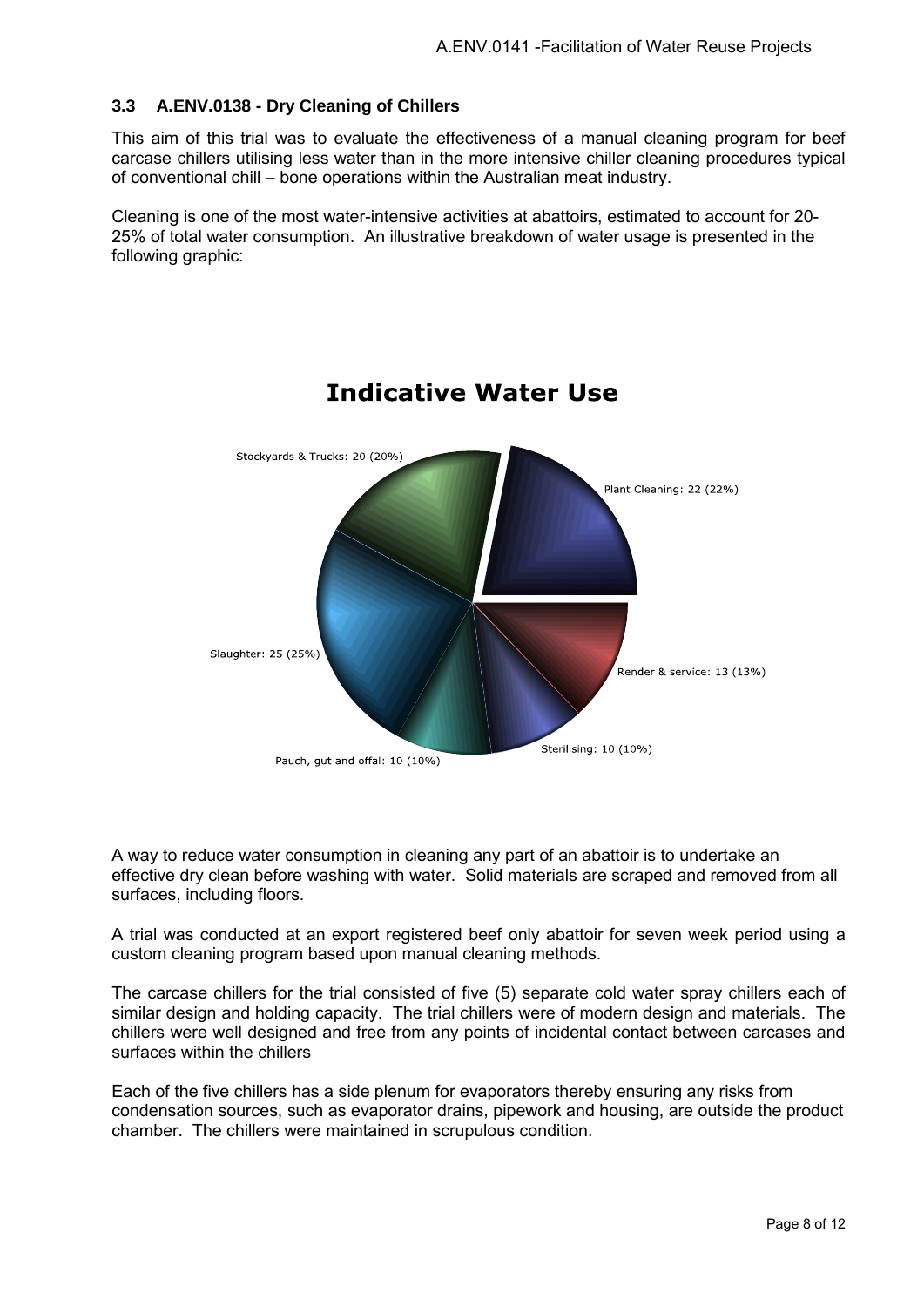### 3.3 A.ENV.0138 - Dry Cleaning of Chillers

This aim of this trial was to evaluate the effectiveness of a manual cleaning program for beef carcase chillers utilising less water than in the more intensive chiller cleaning procedures typical of conventional chill – bone operations within the Australian meat industry.

Cleaning is one of the most water-intensive activities at abattoirs, estimated to account for 20-25% of total water consumption. An illustrative breakdown of water usage is presented in the following graphic:

**Indicative Water Use**

Stockyards & Trucks: 20 (20%)

Plant Cleaning: 22 (22%)

Slaughter: 25 (25%)

Render & service: 13 (13%)

Sterilising: 10 (10%)

Pauch, gut and offal: 10 (10%)

A way to reduce water consumption in cleaning any part of an abattoir is to undertake an effective dry clean before washing with water. Solid materials are scraped and removed from all surfaces, including floors.

A trial was conducted at an export registered beef only abattoir for seven week period using a custom cleaning program based upon manual cleaning methods.

The carcase chillers for the trial consisted of five (5) separate cold water spray chillers each of similar design and holding capacity. The trial chillers were of modern design and materials. The chillers were well designed and free from any points of incidental contact between carcases and surfaces within the chillers

Each of the five chillers has a side plenum for evaporators thereby ensuring any risks from condensation sources, such as evaporator drains, pipework and housing, are outside the product chamber. The chillers were maintained in scrupulous condition.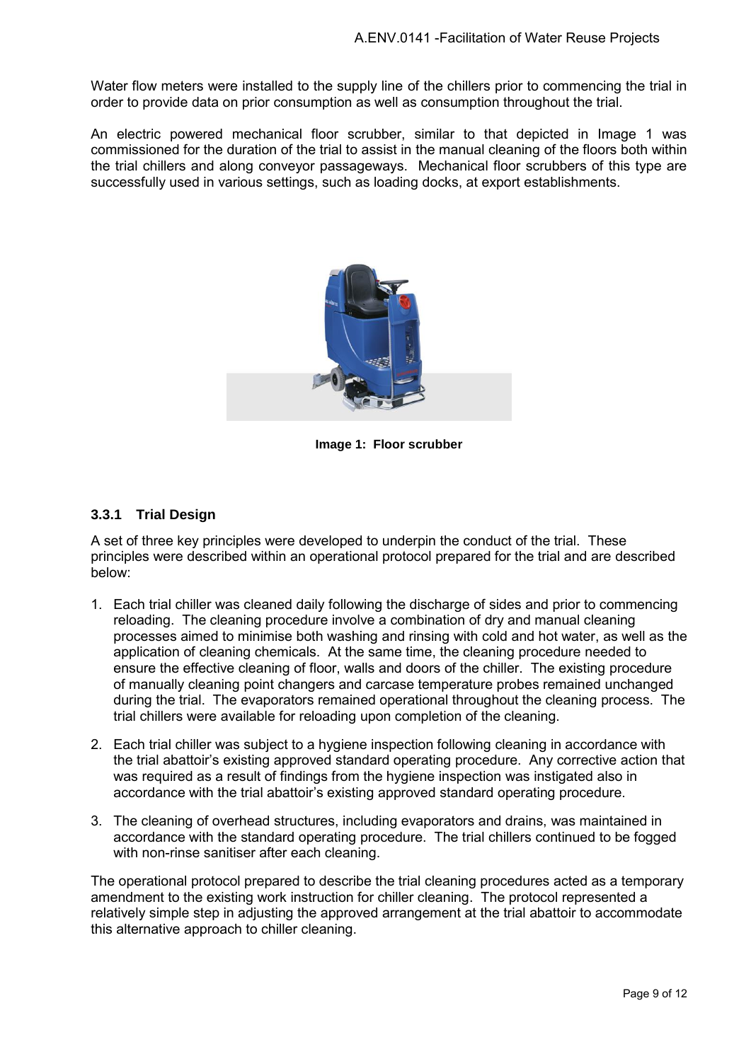Water flow meters were installed to the supply line of the chillers prior to commencing the trial in order to provide data on prior consumption as well as consumption throughout the trial.

An electric powered mechanical floor scrubber, similar to that depicted in Image 1 was commissioned for the duration of the trial to assist in the manual cleaning of the floors both within the trial chillers and along conveyor passageways. Mechanical floor scrubbers of this type are successfully used in various settings, such as loading docks, at export establishments.

**Image 1: Floor scrubber**

### 3.3.1 Trial Design

A set of three key principles were developed to underpin the conduct of the trial. These principles were described within an operational protocol prepared for the trial and are described below:

1. Each trial chiller was cleaned daily following the discharge of sides and prior to commencing reloading. The cleaning procedure involve a combination of dry and manual cleaning processes aimed to minimise both washing and rinsing with cold and hot water, as well as the application of cleaning chemicals. At the same time, the cleaning procedure needed to ensure the effective cleaning of floor, walls and doors of the chiller. The existing procedure of manually cleaning point changers and carcase temperature probes remained unchanged during the trial. The evaporators remained operational throughout the cleaning process. The trial chillers were available for reloading upon completion of the cleaning.
2. Each trial chiller was subject to a hygiene inspection following cleaning in accordance with the trial abattoir's existing approved standard operating procedure. Any corrective action that was required as a result of findings from the hygiene inspection was instigated also in accordance with the trial abattoir's existing approved standard operating procedure.
3. The cleaning of overhead structures, including evaporators and drains, was maintained in accordance with the standard operating procedure. The trial chillers continued to be fogged with non-rinse sanitiser after each cleaning.

The operational protocol prepared to describe the trial cleaning procedures acted as a temporary amendment to the existing work instruction for chiller cleaning. The protocol represented a relatively simple step in adjusting the approved arrangement at the trial abattoir to accommodate this alternative approach to chiller cleaning.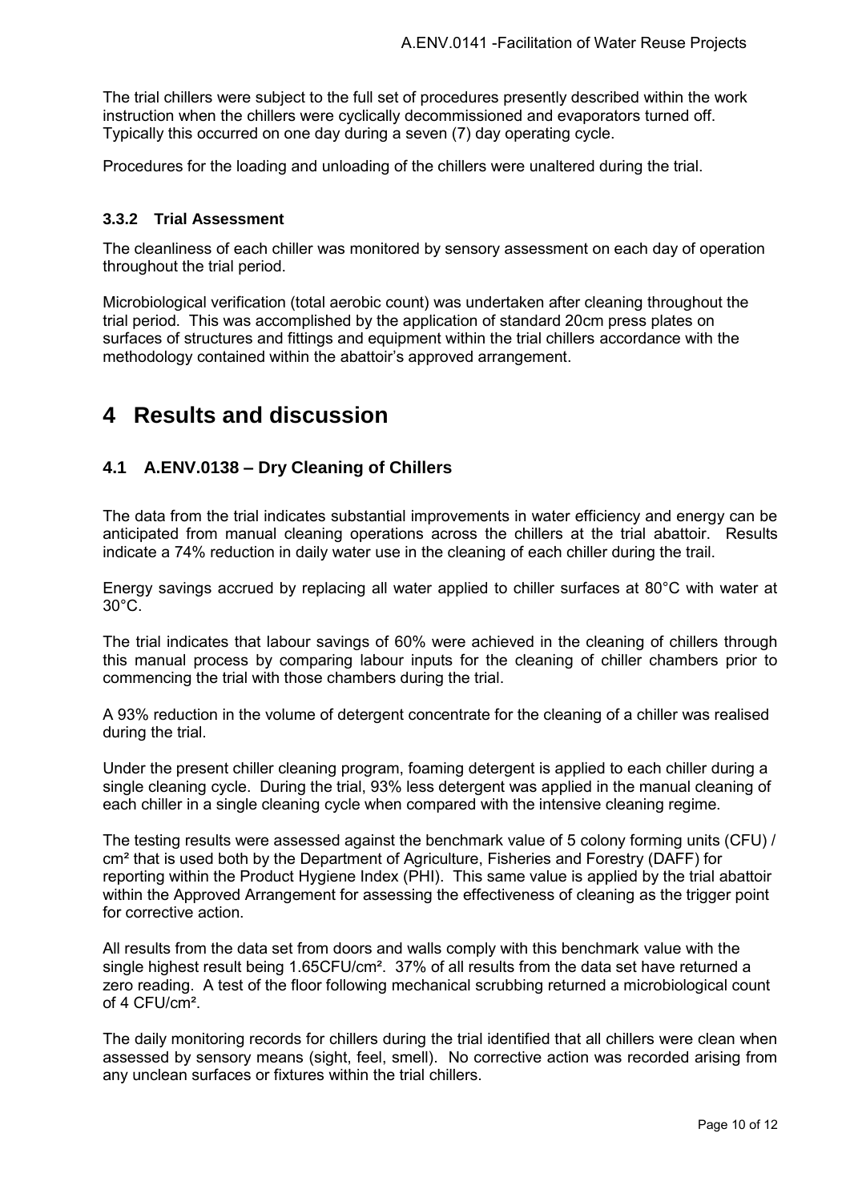The trial chillers were subject to the full set of procedures presently described within the work instruction when the chillers were cyclically decommissioned and evaporators turned off. Typically this occurred on one day during a seven (7) day operating cycle.

Procedures for the loading and unloading of the chillers were unaltered during the trial.

### 3.3.2 Trial Assessment

The cleanliness of each chiller was monitored by sensory assessment on each day of operation throughout the trial period.

Microbiological verification (total aerobic count) was undertaken after cleaning throughout the trial period. This was accomplished by the application of standard 20cm press plates on surfaces of structures and fittings and equipment within the trial chillers accordance with the methodology contained within the abattoir's approved arrangement.

# 4 Results and discussion

## 4.1 A.ENV.0138 – Dry Cleaning of Chillers

The data from the trial indicates substantial improvements in water efficiency and energy can be anticipated from manual cleaning operations across the chillers at the trial abattoir. Results indicate a 74% reduction in daily water use in the cleaning of each chiller during the trail.

Energy savings accrued by replacing all water applied to chiller surfaces at 80°C with water at 30°C.

The trial indicates that labour savings of 60% were achieved in the cleaning of chillers through this manual process by comparing labour inputs for the cleaning of chiller chambers prior to commencing the trial with those chambers during the trial.

A 93% reduction in the volume of detergent concentrate for the cleaning of a chiller was realised during the trial.

Under the present chiller cleaning program, foaming detergent is applied to each chiller during a single cleaning cycle. During the trial, 93% less detergent was applied in the manual cleaning of each chiller in a single cleaning cycle when compared with the intensive cleaning regime.

The testing results were assessed against the benchmark value of 5 colony forming units (CFU) / $cm^2$ that is used both by the Department of Agriculture, Fisheries and Forestry (DAFF) for reporting within the Product Hygiene Index (PHI). This same value is applied by the trial abattoir within the Approved Arrangement for assessing the effectiveness of cleaning as the trigger point for corrective action.

All results from the data set from doors and walls comply with this benchmark value with the single highest result being 1.65CFU/$cm^2$. 37% of all results from the data set have returned a zero reading. A test of the floor following mechanical scrubbing returned a microbiological count of 4 CFU/$cm^2$.

The daily monitoring records for chillers during the trial identified that all chillers were clean when assessed by sensory means (sight, feel, smell). No corrective action was recorded arising from any unclean surfaces or fixtures within the trial chillers.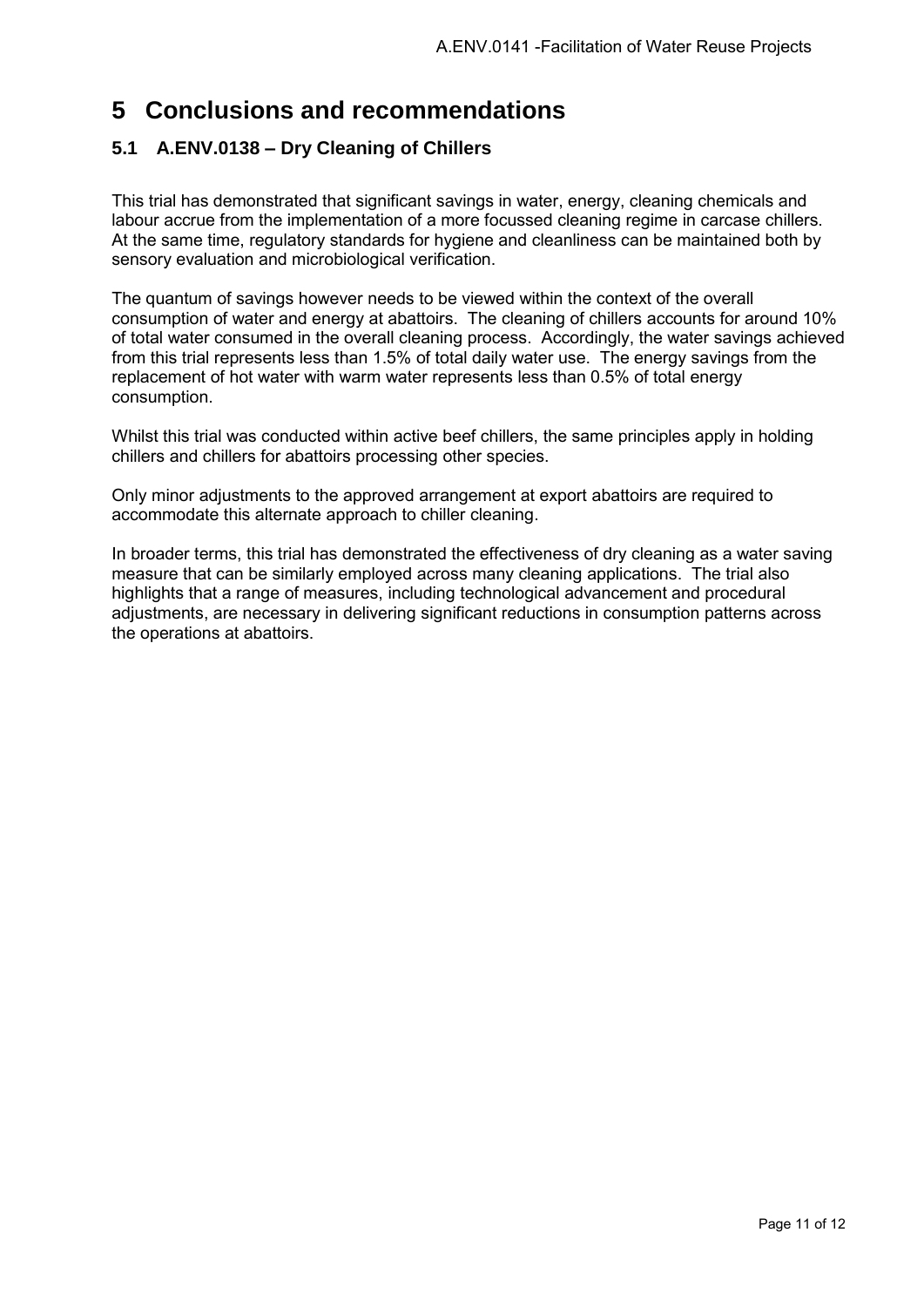# 5 Conclusions and recommendations

## 5.1 A.ENV.0138 – Dry Cleaning of Chillers

This trial has demonstrated that significant savings in water, energy, cleaning chemicals and labour accrue from the implementation of a more focussed cleaning regime in carcase chillers. At the same time, regulatory standards for hygiene and cleanliness can be maintained both by sensory evaluation and microbiological verification.

The quantum of savings however needs to be viewed within the context of the overall consumption of water and energy at abattoirs. The cleaning of chillers accounts for around 10% of total water consumed in the overall cleaning process. Accordingly, the water savings achieved from this trial represents less than 1.5% of total daily water use. The energy savings from the replacement of hot water with warm water represents less than 0.5% of total energy consumption.

Whilst this trial was conducted within active beef chillers, the same principles apply in holding chillers and chillers for abattoirs processing other species.

Only minor adjustments to the approved arrangement at export abattoirs are required to accommodate this alternate approach to chiller cleaning.

In broader terms, this trial has demonstrated the effectiveness of dry cleaning as a water saving measure that can be similarly employed across many cleaning applications. The trial also highlights that a range of measures, including technological advancement and procedural adjustments, are necessary in delivering significant reductions in consumption patterns across the operations at abattoirs.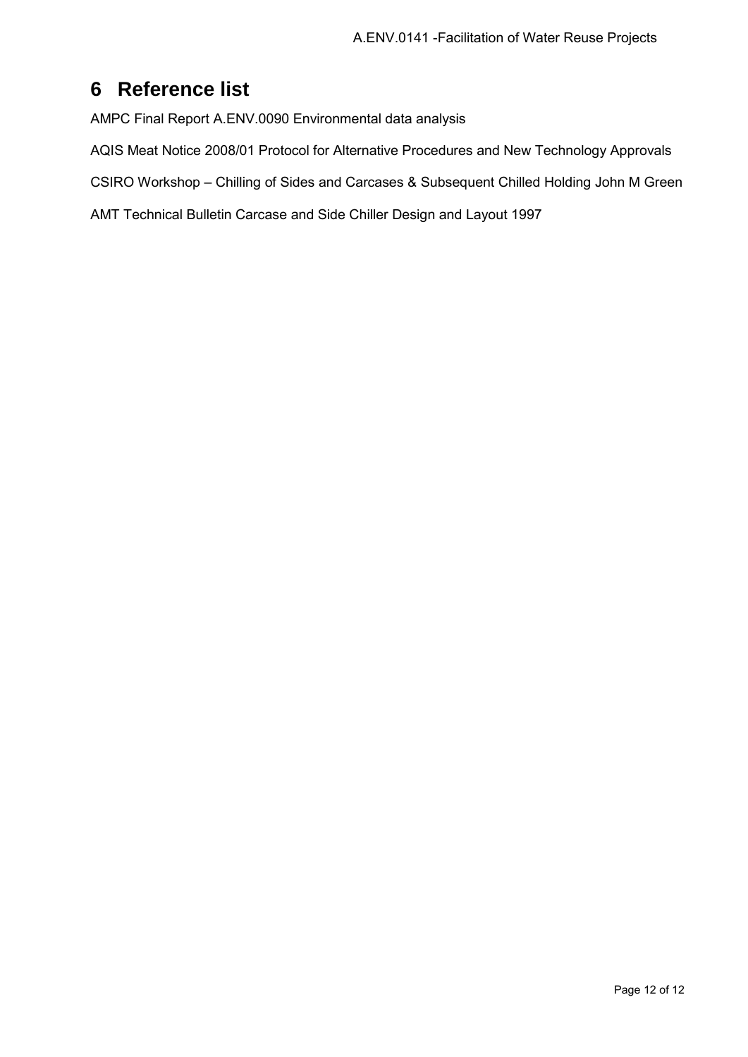# 6 Reference list

AMPC Final Report A.ENV.0090 Environmental data analysis

AQIS Meat Notice 2008/01 Protocol for Alternative Procedures and New Technology Approvals

CSIRO Workshop – Chilling of Sides and Carcases & Subsequent Chilled Holding John M Green

AMT Technical Bulletin Carcase and Side Chiller Design and Layout 1997